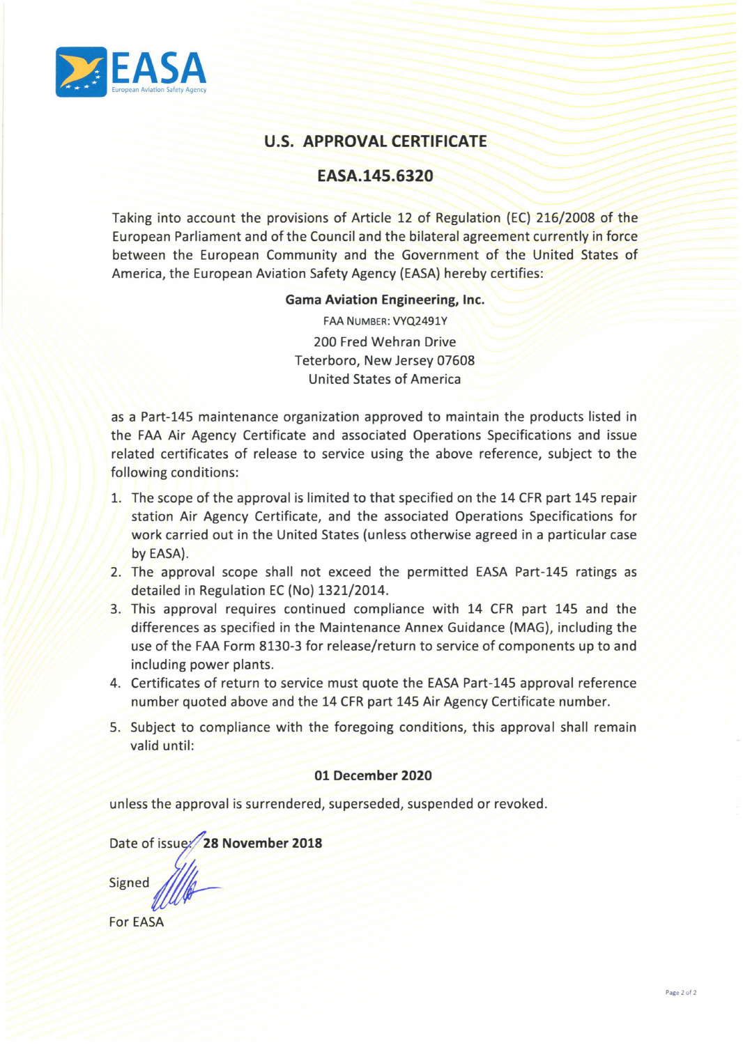# U.S. APPROVAL CERTIFICATE

## EASA.145.6320

Taking into account the provisions of Article 12 of Regulation (EC) 216/2008 of the European Parliament and of the Council and the bilateral agreement currently in force between the European Community and the Government of the United States of America, the European Aviation Safety Agency (EASA) hereby certifies:

**Gama Aviation Engineering, Inc.**

FAA Number: VYQ2491Y

200 Fred Wehran Drive
Teterboro, New Jersey 07608
United States of America

as a Part-145 maintenance organization approved to maintain the products listed in the FAA Air Agency Certificate and associated Operations Specifications and issue related certificates of release to service using the above reference, subject to the following conditions:

1. The scope of the approval is limited to that specified on the 14 CFR part 145 repair station Air Agency Certificate, and the associated Operations Specifications for work carried out in the United States (unless otherwise agreed in a particular case by EASA).
2. The approval scope shall not exceed the permitted EASA Part-145 ratings as detailed in Regulation EC (No) 1321/2014.
3. This approval requires continued compliance with 14 CFR part 145 and the differences as specified in the Maintenance Annex Guidance (MAG), including the use of the FAA Form 8130-3 for release/return to service of components up to and including power plants.
4. Certificates of return to service must quote the EASA Part-145 approval reference number quoted above and the 14 CFR part 145 Air Agency Certificate number.
5. Subject to compliance with the foregoing conditions, this approval shall remain valid until:

**01 December 2020**

unless the approval is surrendered, superseded, suspended or revoked.

Date of issue: **28 November 2018**

Signed

For EASA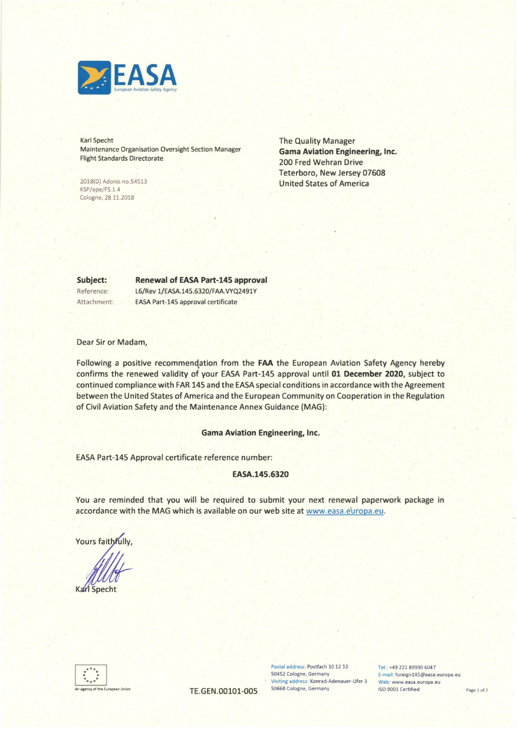Karl Specht
Maintenance Organisation Oversight Section Manager
Flight Standards Directorate

2018(D) Adonis no.54513
KSP/ape/FS.1.4
Cologne, 28.11.2018

The Quality Manager
**Gama Aviation Engineering, Inc.**
200 Fred Wehran Drive
Teterboro, New Jersey 07608
United States of America

**Subject:** **Renewal of EASA Part-145 approval**
Reference: L6/Rev 1/EASA.145.6320/FAA.VYQ2491Y
Attachment: EASA Part-145 approval certificate

Dear Sir or Madam,

Following a positive recommendation from the **FAA** the European Aviation Safety Agency hereby confirms the renewed validity of your EASA Part-145 approval until **01 December 2020**, subject to continued compliance with FAR 145 and the EASA special conditions in accordance with the Agreement between the United States of America and the European Community on Cooperation in the Regulation of Civil Aviation Safety and the Maintenance Annex Guidance (MAG):

**Gama Aviation Engineering, Inc.**

EASA Part-145 Approval certificate reference number:

**EASA.145.6320**

You are reminded that you will be required to submit your next renewal paperwork package in accordance with the MAG which is available on our web site at www.easa.europa.eu.

Yours faithfully,

Karl Specht

An agency of the European Union

TE.GEN.00101-005

Postal address: Postfach 10 12 53
50452 Cologne, Germany
Visiting address: Konrad-Adenauer-Ufer 3
50668 Cologne, Germany

Tel.: +49 221 89990 6047
E-mail: foreign145@easa.europa.eu
Web: www.easa.europa.eu
ISO 9001 Certified